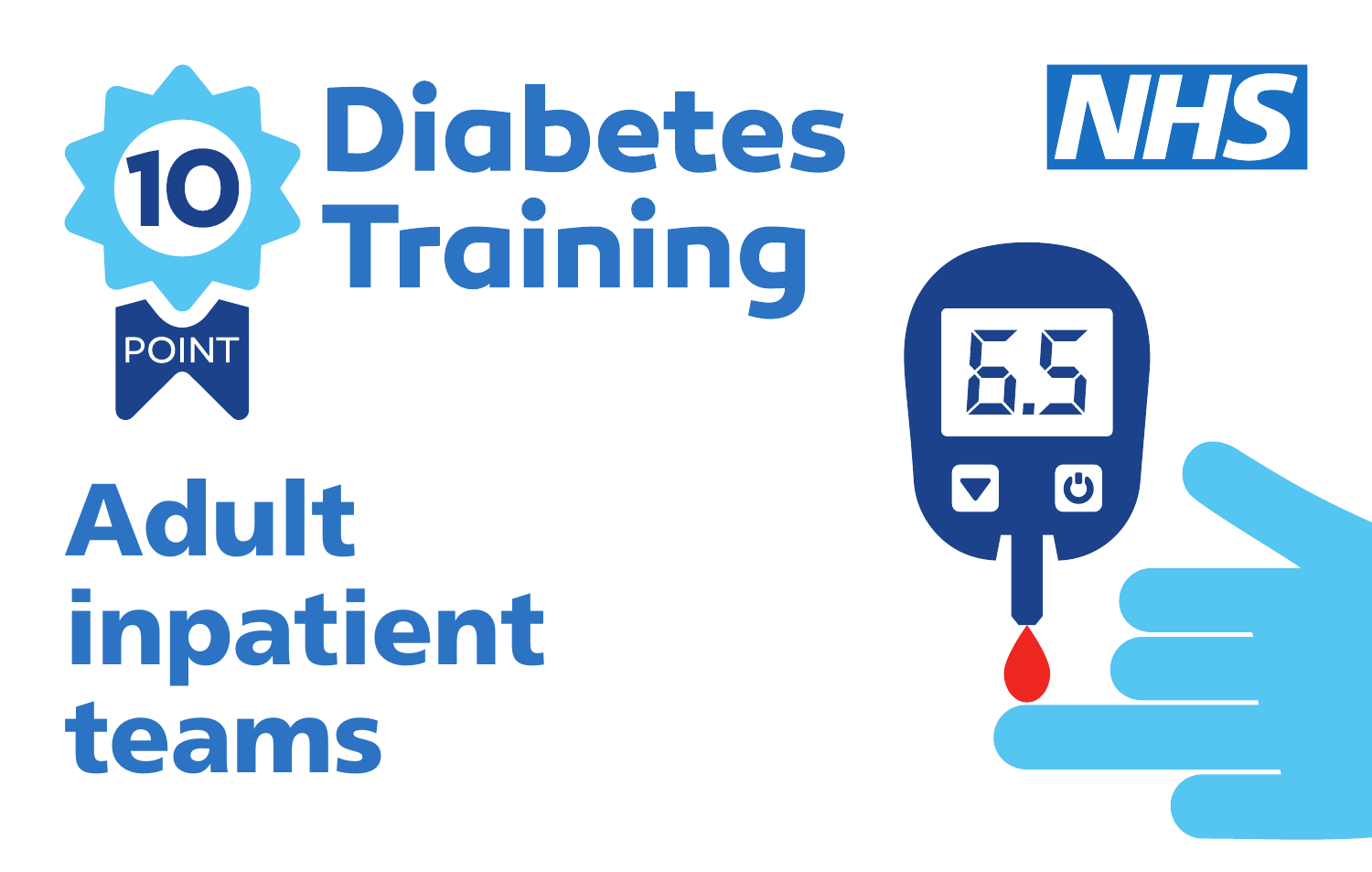# 10 POINT Diabetes Training

NHS

## Adult inpatient teams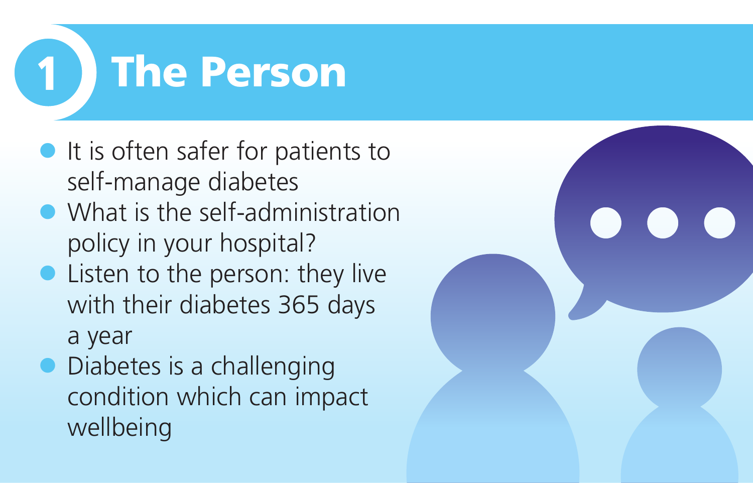# 1 The Person

- It is often safer for patients to self-manage diabetes
- What is the self-administration policy in your hospital?
- Listen to the person: they live with their diabetes 365 days a year
- Diabetes is a challenging condition which can impact wellbeing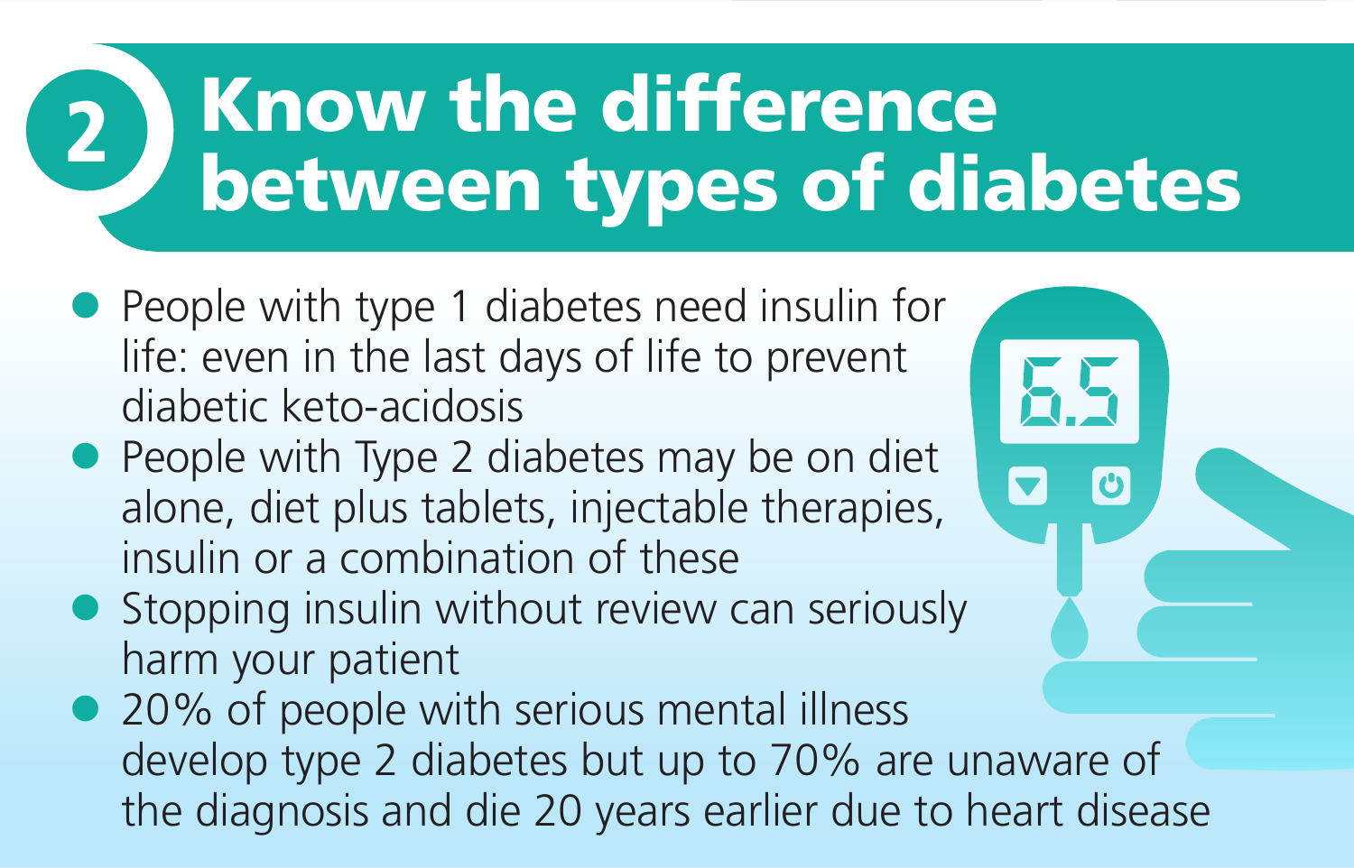## 2 Know the difference between types of diabetes

- People with type 1 diabetes need insulin for life: even in the last days of life to prevent diabetic keto-acidosis
- People with Type 2 diabetes may be on diet alone, diet plus tablets, injectable therapies, insulin or a combination of these
- Stopping insulin without review can seriously harm your patient
- 20% of people with serious mental illness develop type 2 diabetes but up to 70% are unaware of the diagnosis and die 20 years earlier due to heart disease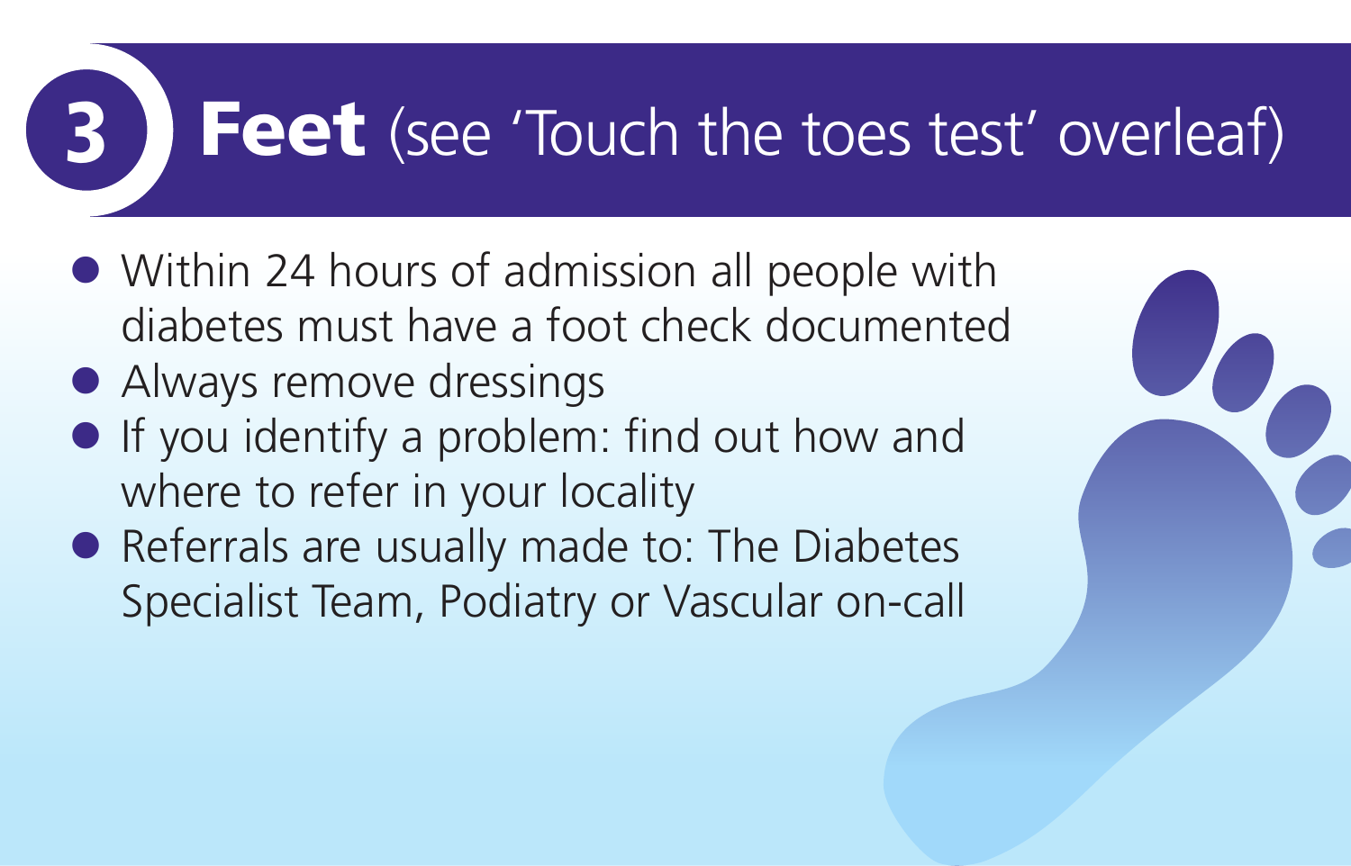## 3 **Feet** (see 'Touch the toes test' overleaf)

- Within 24 hours of admission all people with diabetes must have a foot check documented
- Always remove dressings
- If you identify a problem: find out how and where to refer in your locality
- Referrals are usually made to: The Diabetes Specialist Team, Podiatry or Vascular on-call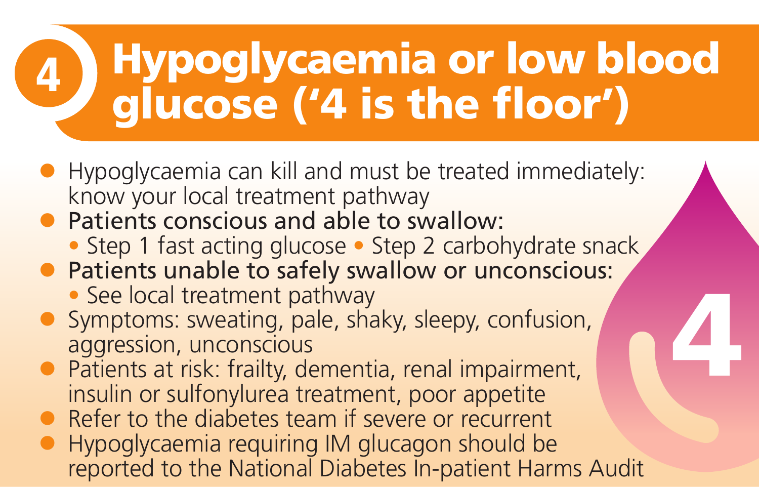# 4 Hypoglycaemia or low blood glucose ('4 is the floor')

- Hypoglycaemia can kill and must be treated immediately: know your local treatment pathway
- **Patients conscious and able to swallow:**
  - Step 1 fast acting glucose
  - Step 2 carbohydrate snack
- **Patients unable to safely swallow or unconscious:**
  - See local treatment pathway
- Symptoms: sweating, pale, shaky, sleepy, confusion, aggression, unconscious
- Patients at risk: frailty, dementia, renal impairment, insulin or sulfonylurea treatment, poor appetite
- Refer to the diabetes team if severe or recurrent
- Hypoglycaemia requiring IM glucagon should be reported to the National Diabetes In-patient Harms Audit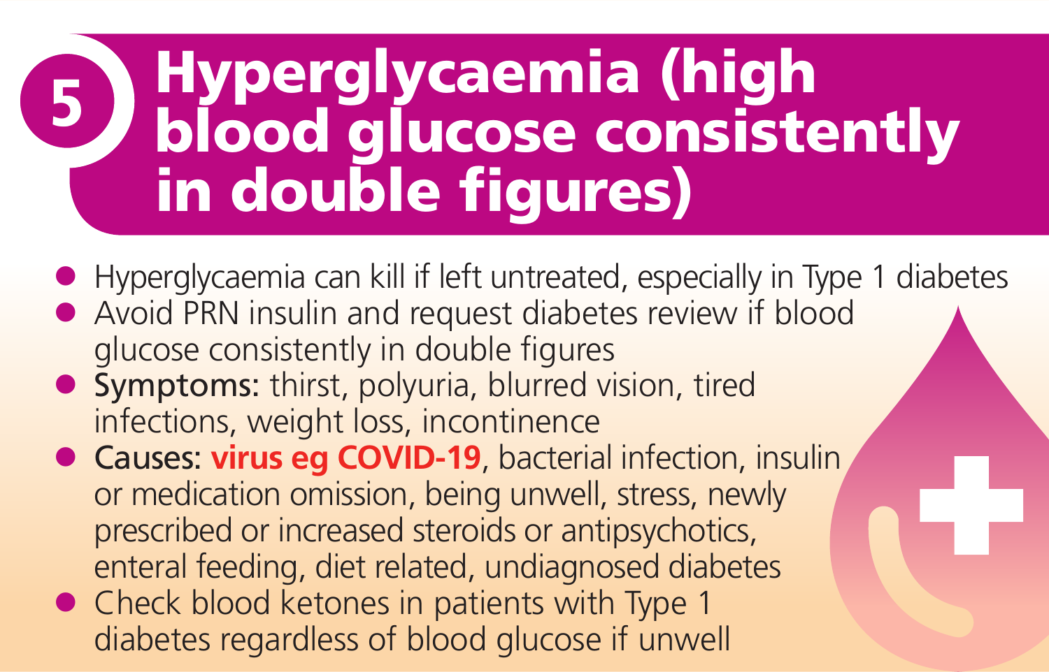## 5 Hyperglycaemia (high blood glucose consistently in double figures)

- Hyperglycaemia can kill if left untreated, especially in Type 1 diabetes
- Avoid PRN insulin and request diabetes review if blood glucose consistently in double figures
- **Symptoms:** thirst, polyuria, blurred vision, tired infections, weight loss, incontinence
- **Causes:** **virus eg COVID-19**, bacterial infection, insulin or medication omission, being unwell, stress, newly prescribed or increased steroids or antipsychotics, enteral feeding, diet related, undiagnosed diabetes
- Check blood ketones in patients with Type 1 diabetes regardless of blood glucose if unwell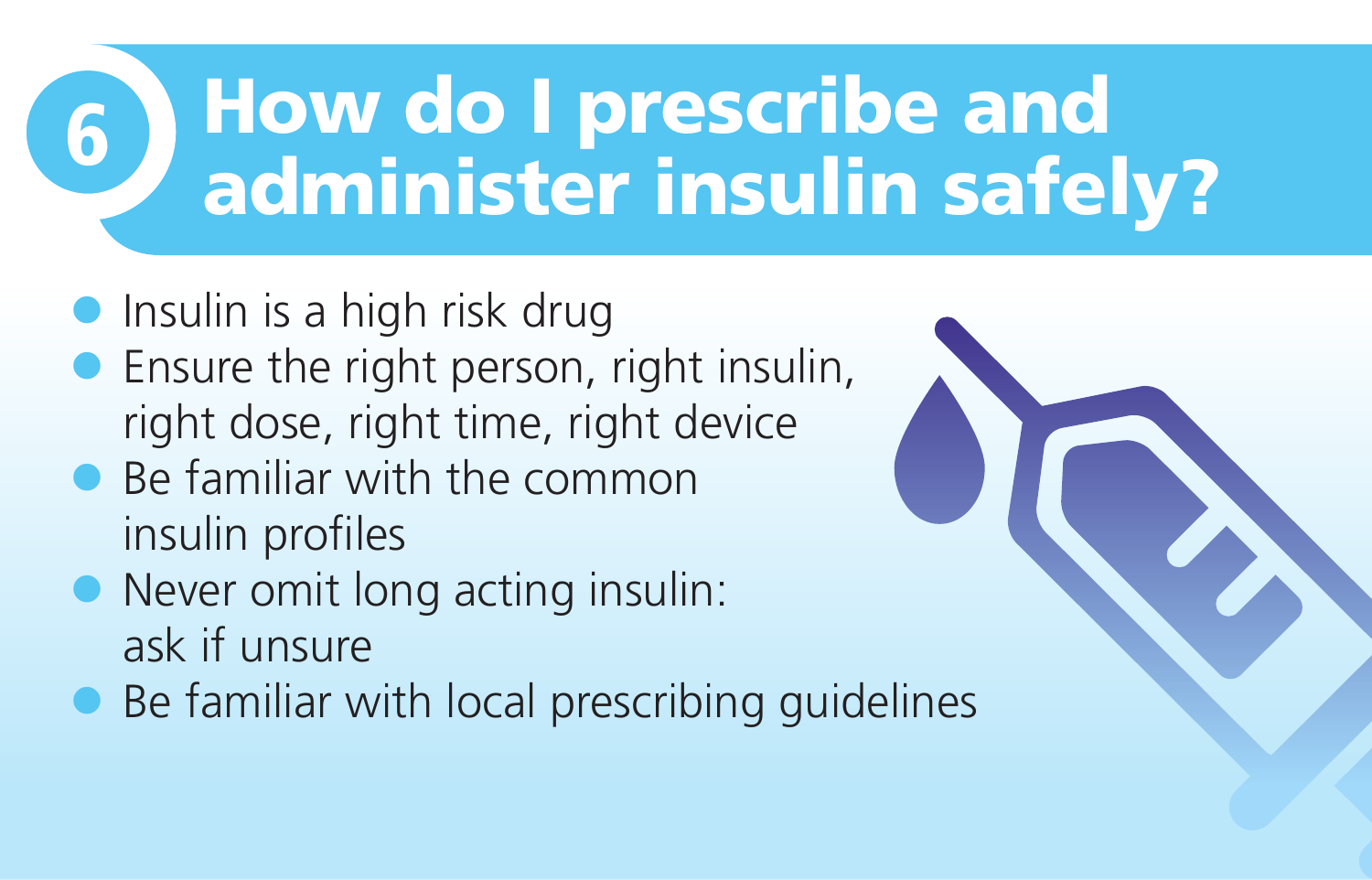# 6 How do I prescribe and administer insulin safely?

- Insulin is a high risk drug
- Ensure the right person, right insulin, right dose, right time, right device
- Be familiar with the common insulin profiles
- Never omit long acting insulin: ask if unsure
- Be familiar with local prescribing guidelines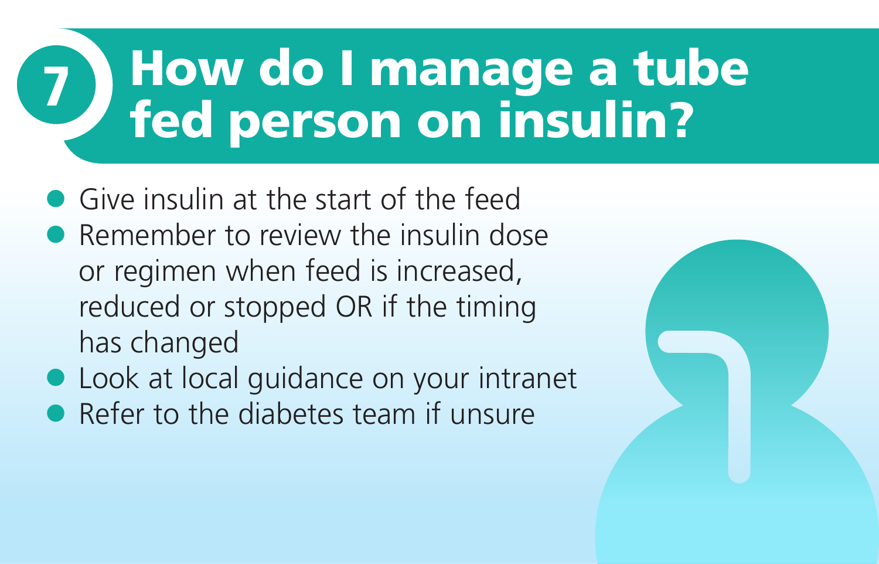## 7 How do I manage a tube fed person on insulin?

- Give insulin at the start of the feed
- Remember to review the insulin dose or regimen when feed is increased, reduced or stopped OR if the timing has changed
- Look at local guidance on your intranet
- Refer to the diabetes team if unsure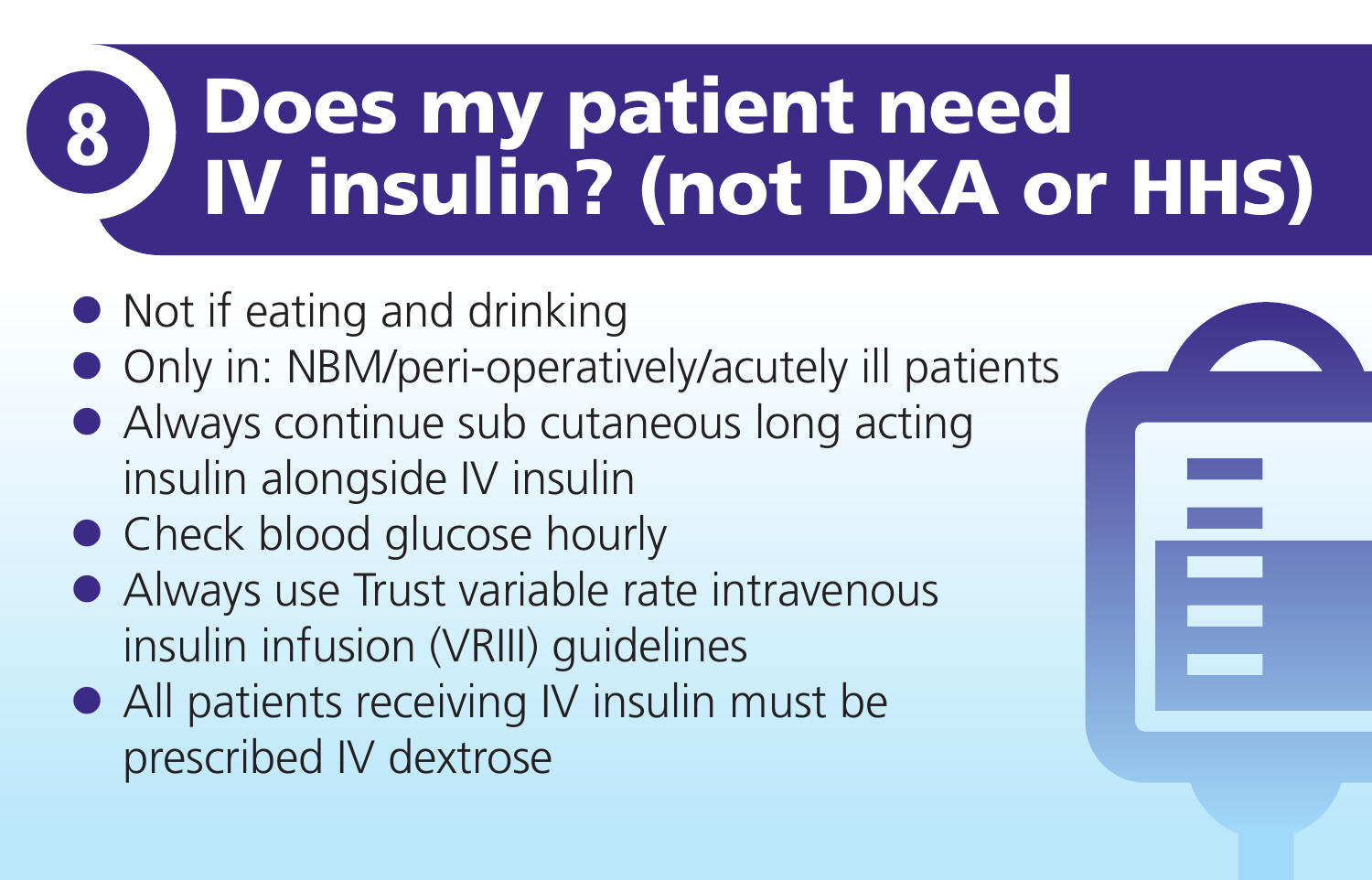# 8 Does my patient need IV insulin? (not DKA or HHS)

- Not if eating and drinking
- Only in: NBM/peri-operatively/acutely ill patients
- Always continue sub cutaneous long acting insulin alongside IV insulin
- Check blood glucose hourly
- Always use Trust variable rate intravenous insulin infusion (VRIII) guidelines
- All patients receiving IV insulin must be prescribed IV dextrose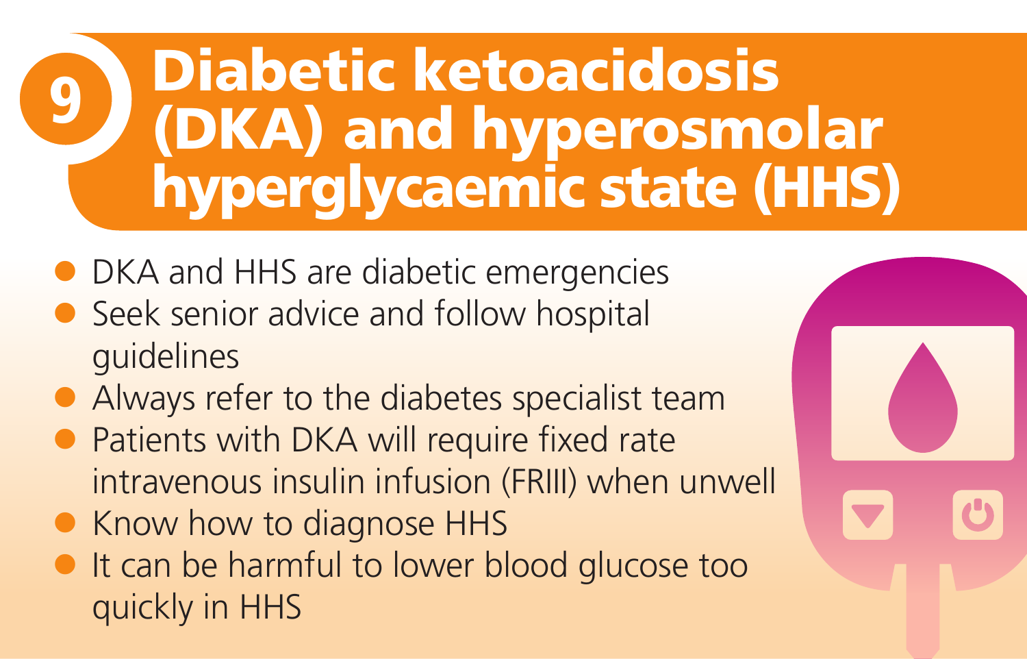# 9 Diabetic ketoacidosis (DKA) and hyperosmolar hyperglycaemic state (HHS)

- DKA and HHS are diabetic emergencies
- Seek senior advice and follow hospital guidelines
- Always refer to the diabetes specialist team
- Patients with DKA will require fixed rate intravenous insulin infusion (FRIII) when unwell
- Know how to diagnose HHS
- It can be harmful to lower blood glucose too quickly in HHS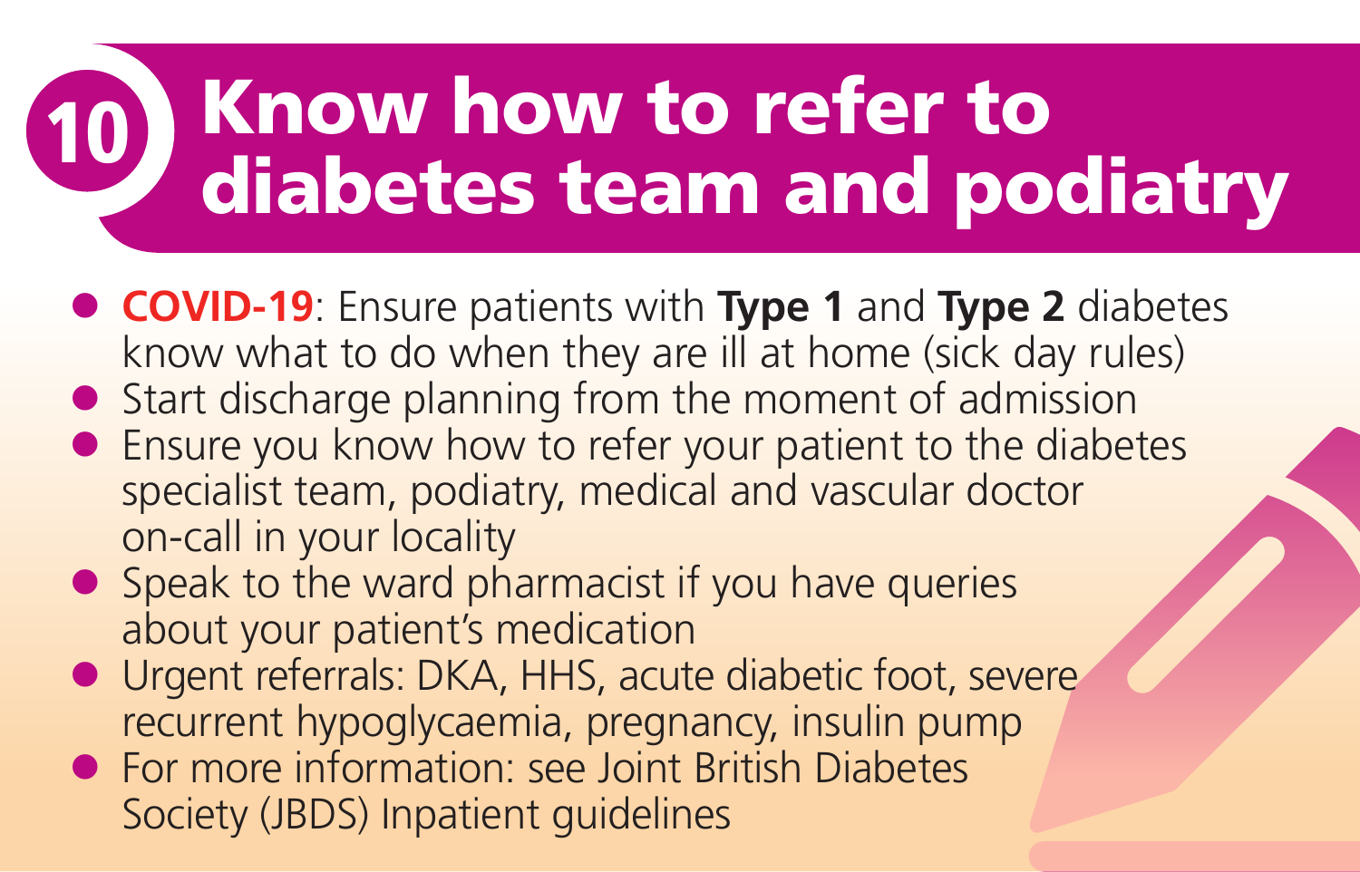# 10 Know how to refer to diabetes team and podiatry

- **COVID-19**: Ensure patients with **Type 1** and **Type 2** diabetes know what to do when they are ill at home (sick day rules)
- Start discharge planning from the moment of admission
- Ensure you know how to refer your patient to the diabetes specialist team, podiatry, medical and vascular doctor on-call in your locality
- Speak to the ward pharmacist if you have queries about your patient's medication
- Urgent referrals: DKA, HHS, acute diabetic foot, severe recurrent hypoglycaemia, pregnancy, insulin pump
- For more information: see Joint British Diabetes Society (JBDS) Inpatient guidelines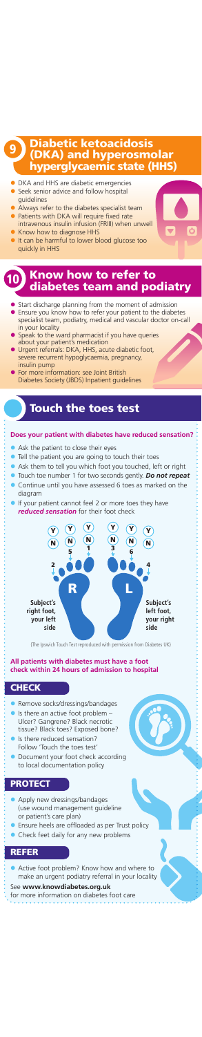## 9 Diabetic ketoacidosis (DKA) and hyperosmolar hyperglycaemic state (HHS)

- DKA and HHS are diabetic emergencies
- Seek senior advice and follow hospital guidelines
- Always refer to the diabetes specialist team
- Patients with DKA will require fixed rate intravenous insulin infusion (FRIII) when unwell
- Know how to diagnose HHS
- It can be harmful to lower blood glucose too quickly in HHS

## 10 Know how to refer to diabetes team and podiatry

- Start discharge planning from the moment of admission
- Ensure you know how to refer your patient to the diabetes specialist team, podiatry, medical and vascular doctor on-call in your locality
- Speak to the ward pharmacist if you have queries about your patient's medication
- Urgent referrals: DKA, HHS, acute diabetic foot, severe recurrent hypoglycaemia, pregnancy, insulin pump
- For more information: see Joint British Diabetes Society (JBDS) Inpatient guidelines

## Touch the toes test

**Does your patient with diabetes have reduced sensation?**

- Ask the patient to close their eyes
- Tell the patient you are going to touch their toes
- Ask them to tell you which foot you touched, left or right
- Touch toe number 1 for two seconds gently. ***Do not repeat***
- Continue until you have assessed 6 toes as marked on the diagram
- If your patient cannot feel 2 or more toes they have ***reduced sensation*** for their foot check

Y/N 5 · Y/N 1 · Y 2 · R — Subject's right foot, your left side
Y/N 3 · Y/N 6 · Y 4 · L — Subject's left foot, your right side

(The Ipswich Touch Test reproduced with permission from Diabetes UK)

**All patients with diabetes must have a foot check within 24 hours of admission to hospital**

### CHECK

- Remove socks/dressings/bandages
- Is there an active foot problem – Ulcer? Gangrene? Black necrotic tissue? Black toes? Exposed bone?
- Is there reduced sensation? Follow 'Touch the toes test'
- Document your foot check according to local documentation policy

### PROTECT

- Apply new dressings/bandages (use wound management guideline or patient's care plan)
- Ensure heels are offloaded as per Trust policy
- Check feet daily for any new problems

### REFER

- Active foot problem? Know how and where to make an urgent podiatry referral in your locality

See **www.knowdiabetes.org.uk** for more information on diabetes foot care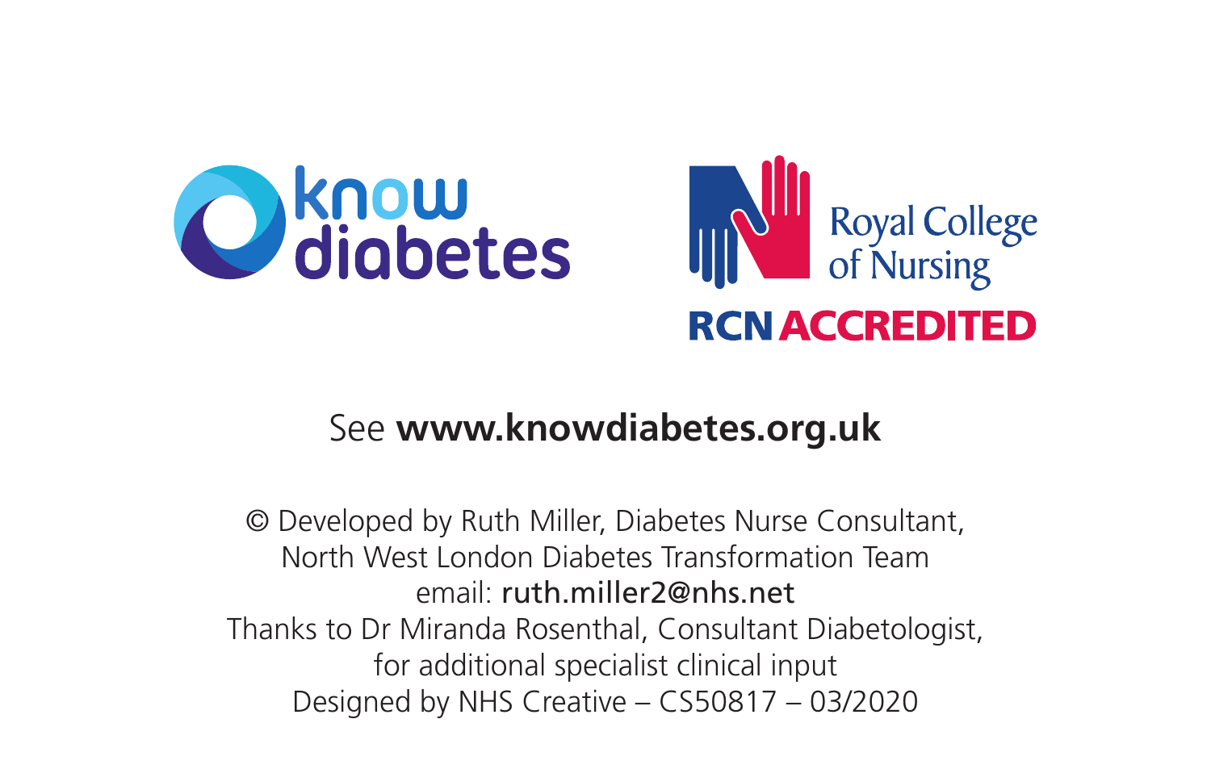know diabetes

Royal College of Nursing

RCN ACCREDITED

See **www.knowdiabetes.org.uk**

© Developed by Ruth Miller, Diabetes Nurse Consultant,
North West London Diabetes Transformation Team
email: ruth.miller2@nhs.net
Thanks to Dr Miranda Rosenthal, Consultant Diabetologist,
for additional specialist clinical input
Designed by NHS Creative – CS50817 – 03/2020